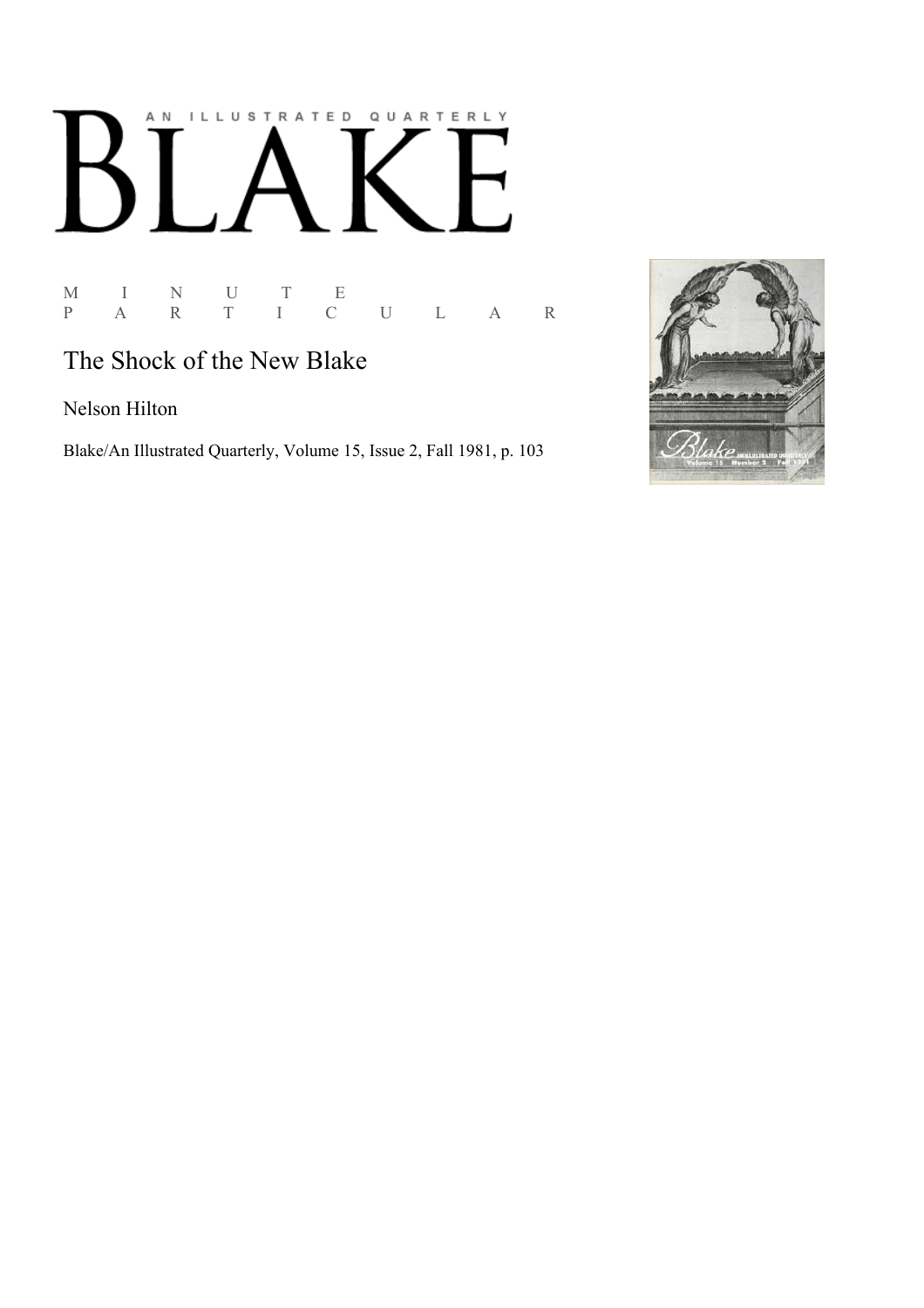AN ILLUSTRATED QUARTERLY

# BLAKE

MINUTE PARTICULAR

## The Shock of the New Blake

Nelson Hilton

Blake/An Illustrated Quarterly, Volume 15, Issue 2, Fall 1981, p. 103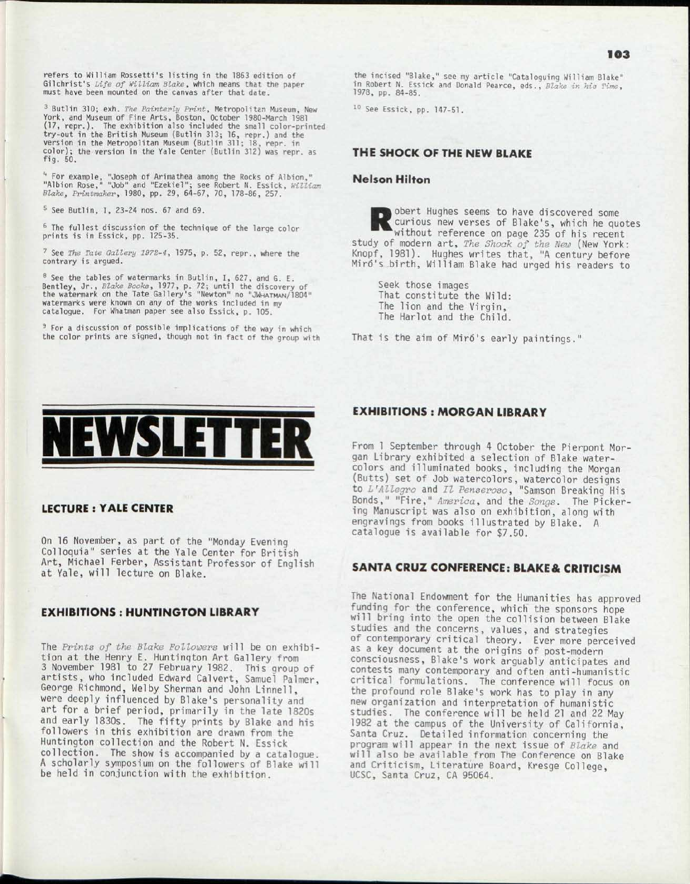refers to William Rossetti's listing in the 1863 edition of Gilchrist's *Life of William Blake*, which means that the paper must have been mounted on the canvas after that date.

[3] Butlin 310; exh. *The Painterly Print*, Metropolitan Museum, New York, and Museum of Fine Arts, Boston, October 1980-March 1981 (17, repr.). The exhibition also included the small color-printed try-out in the British Museum (Butlin 313; 16, repr.) and the version in the Metropolitan Museum (Butlin 311; 18, repr. in color); the version in the Yale Center (Butlin 312) was repr. as fig. 50.

[4] For example, "Joseph of Arimathea among the Rocks of Albion," "Albion Rose," "Job" and "Ezekiel"; see Robert N. Essick, *William Blake, Printmaker*, 1980, pp. 29, 64-67, 70, 178-86, 257.

[5] See Butlin, I, 23-24 nos. 67 and 69.

[6] The fullest discussion of the technique of the large color prints is in Essick, pp. 125-35.

[7] See *The Tate Gallery 1972-4*, 1975, p. 52, repr., where the contrary is argued.

[8] See the tables of watermarks in Butlin, I, 627, and G. E. Bentley, Jr., *Blake Books*, 1977, p. 72; until the discovery of the watermark on the Tate Gallery's "Newton" no "JWHATMAN/1804" watermarks were known on any of the works included in my catalogue. For Whatman paper see also Essick, p. 105.

[9] For a discussion of possible implications of the way in which the color prints are signed, though not in fact of the group with the incised "Blake," see my article "Cataloguing William Blake" in Robert N. Essick and Donald Pearce, eds., *Blake in his Time*, 1978, pp. 84-85.

[10] See Essick, pp. 147-51.

## THE SHOCK OF THE NEW BLAKE

### Nelson Hilton

Robert Hughes seems to have discovered some curious new verses of Blake's, which he quotes without reference on page 235 of his recent study of modern art, *The Shock of the New* (New York: Knopf, 1981). Hughes writes that, "A century before Miró's birth, William Blake had urged his readers to

> Seek those images
> That constitute the Wild:
> The lion and the Virgin,
> The Harlot and the Child.

That is the aim of Miró's early paintings."

# NEWSLETTER

## LECTURE : YALE CENTER

On 16 November, as part of the "Monday Evening Colloquia" series at the Yale Center for British Art, Michael Ferber, Assistant Professor of English at Yale, will lecture on Blake.

## EXHIBITIONS : HUNTINGTON LIBRARY

The *Prints of the Blake Followers* will be on exhibition at the Henry E. Huntington Art Gallery from 3 November 1981 to 27 February 1982. This group of artists, who included Edward Calvert, Samuel Palmer, George Richmond, Welby Sherman and John Linnell, were deeply influenced by Blake's personality and art for a brief period, primarily in the late 1820s and early 1830s. The fifty prints by Blake and his followers in this exhibition are drawn from the Huntington collection and the Robert N. Essick collection. The show is accompanied by a catalogue. A scholarly symposium on the followers of Blake will be held in conjunction with the exhibition.

## EXHIBITIONS : MORGAN LIBRARY

From 1 September through 4 October the Pierpont Morgan Library exhibited a selection of Blake watercolors and illuminated books, including the Morgan (Butts) set of Job watercolors, watercolor designs to *L'Allegro* and *Il Penseroso*, "Samson Breaking His Bonds," "Fire," *America*, and the *Songs*. The Pickering Manuscript was also on exhibition, along with engravings from books illustrated by Blake. A catalogue is available for $7.50.

## SANTA CRUZ CONFERENCE: BLAKE & CRITICISM

The National Endowment for the Humanities has approved funding for the conference, which the sponsors hope will bring into the open the collision between Blake studies and the concerns, values, and strategies of contemporary critical theory. Ever more perceived as a key document at the origins of post-modern consciousness, Blake's work arguably anticipates and contests many contemporary and often anti-humanistic critical formulations. The conference will focus on the profound role Blake's work has to play in any new organization and interpretation of humanistic studies. The conference will be held 21 and 22 May 1982 at the campus of the University of California, Santa Cruz. Detailed information concerning the program will appear in the next issue of *Blake* and will also be available from The Conference on Blake and Criticism, Literature Board, Kresge College, UCSC, Santa Cruz, CA 95064.